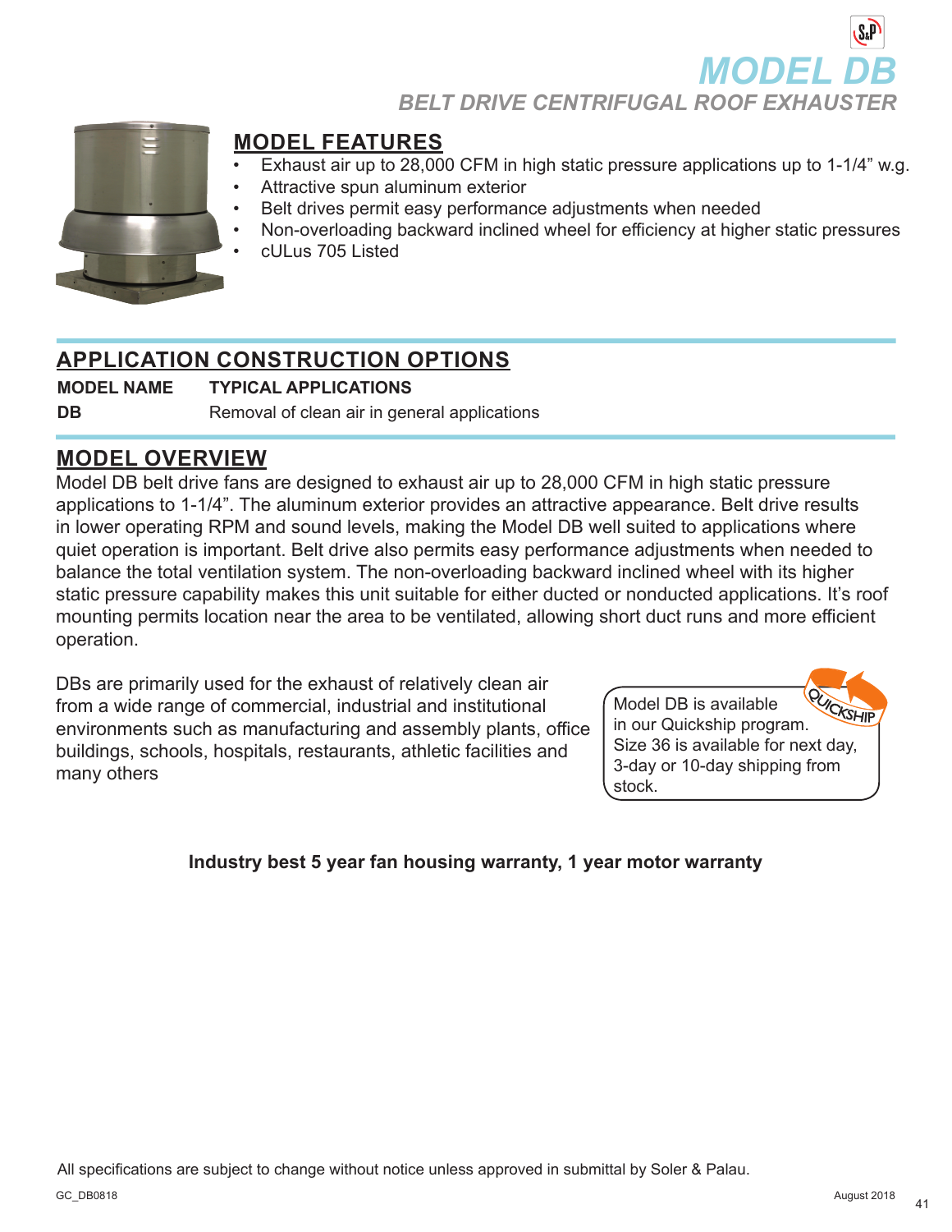# MODEL DB

## *BELT DRIVE CENTRIFUGAL ROOF EXHAUSTER*

## MODEL FEATURES

- Exhaust air up to 28,000 CFM in high static pressure applications up to 1-1/4" w.g.
- Attractive spun aluminum exterior
- Belt drives permit easy performance adjustments when needed
- Non-overloading backward inclined wheel for efficiency at higher static pressures
- cULus 705 Listed

## APPLICATION CONSTRUCTION OPTIONS

| MODEL NAME | TYPICAL APPLICATIONS |
|---|---|
| **DB** | Removal of clean air in general applications |

## MODEL OVERVIEW

Model DB belt drive fans are designed to exhaust air up to 28,000 CFM in high static pressure applications to 1-1/4". The aluminum exterior provides an attractive appearance. Belt drive results in lower operating RPM and sound levels, making the Model DB well suited to applications where quiet operation is important. Belt drive also permits easy performance adjustments when needed to balance the total ventilation system. The non-overloading backward inclined wheel with its higher static pressure capability makes this unit suitable for either ducted or nonducted applications. It's roof mounting permits location near the area to be ventilated, allowing short duct runs and more efficient operation.

DBs are primarily used for the exhaust of relatively clean air from a wide range of commercial, industrial and institutional environments such as manufacturing and assembly plants, office buildings, schools, hospitals, restaurants, athletic facilities and many others

> QUICKSHIP
>
> Model DB is available in our Quickship program. Size 36 is available for next day, 3-day or 10-day shipping from stock.

**Industry best 5 year fan housing warranty, 1 year motor warranty**

All specifications are subject to change without notice unless approved in submittal by Soler & Palau.

GC_DB0818

August 2018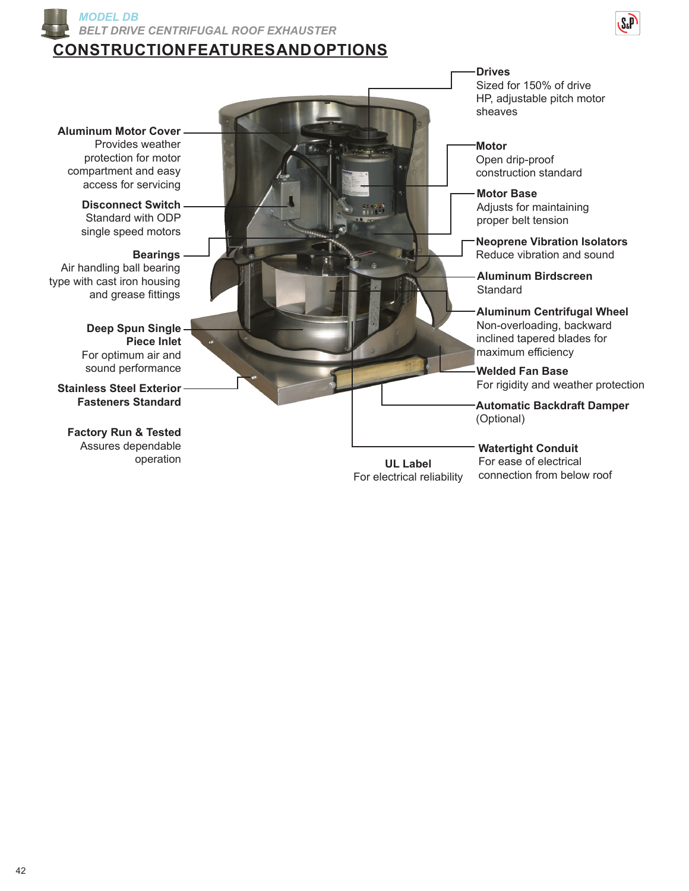*MODEL DB*

*BELT DRIVE CENTRIFUGAL ROOF EXHAUSTER*

# CONSTRUCTION FEATURES AND OPTIONS

**Aluminum Motor Cover**
Provides weather protection for motor compartment and easy access for servicing

**Disconnect Switch**
Standard with ODP single speed motors

**Bearings**
Air handling ball bearing type with cast iron housing and grease fittings

**Deep Spun Single Piece Inlet**
For optimum air and sound performance

**Stainless Steel Exterior Fasteners Standard**

**Factory Run & Tested**
Assures dependable operation

**Drives**
Sized for 150% of drive HP, adjustable pitch motor sheaves

**Motor**
Open drip-proof construction standard

**Motor Base**
Adjusts for maintaining proper belt tension

**Neoprene Vibration Isolators**
Reduce vibration and sound

**Aluminum Birdscreen**
Standard

**Aluminum Centrifugal Wheel**
Non-overloading, backward inclined tapered blades for maximum efficiency

**Welded Fan Base**
For rigidity and weather protection

**Automatic Backdraft Damper**
(Optional)

**Watertight Conduit**
For ease of electrical connection from below roof

**UL Label**
For electrical reliability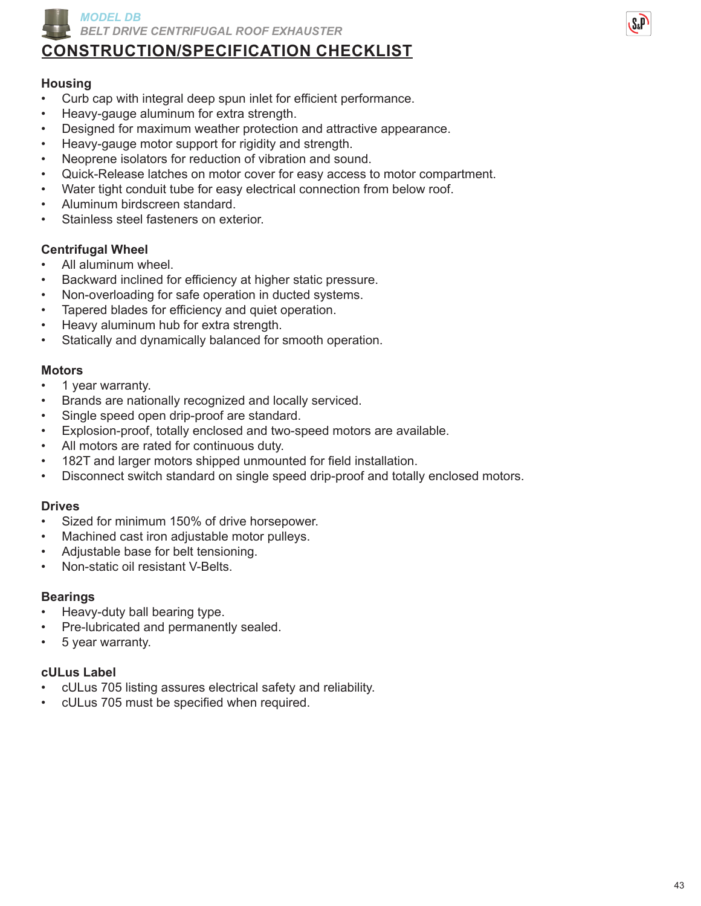MODEL DB

*BELT DRIVE CENTRIFUGAL ROOF EXHAUSTER*

# CONSTRUCTION/SPECIFICATION CHECKLIST

## Housing

- Curb cap with integral deep spun inlet for efficient performance.
- Heavy-gauge aluminum for extra strength.
- Designed for maximum weather protection and attractive appearance.
- Heavy-gauge motor support for rigidity and strength.
- Neoprene isolators for reduction of vibration and sound.
- Quick-Release latches on motor cover for easy access to motor compartment.
- Water tight conduit tube for easy electrical connection from below roof.
- Aluminum birdscreen standard.
- Stainless steel fasteners on exterior.

## Centrifugal Wheel

- All aluminum wheel.
- Backward inclined for efficiency at higher static pressure.
- Non-overloading for safe operation in ducted systems.
- Tapered blades for efficiency and quiet operation.
- Heavy aluminum hub for extra strength.
- Statically and dynamically balanced for smooth operation.

## Motors

- 1 year warranty.
- Brands are nationally recognized and locally serviced.
- Single speed open drip-proof are standard.
- Explosion-proof, totally enclosed and two-speed motors are available.
- All motors are rated for continuous duty.
- 182T and larger motors shipped unmounted for field installation.
- Disconnect switch standard on single speed drip-proof and totally enclosed motors.

## Drives

- Sized for minimum 150% of drive horsepower.
- Machined cast iron adjustable motor pulleys.
- Adjustable base for belt tensioning.
- Non-static oil resistant V-Belts.

## Bearings

- Heavy-duty ball bearing type.
- Pre-lubricated and permanently sealed.
- 5 year warranty.

## cULus Label

- cULus 705 listing assures electrical safety and reliability.
- cULus 705 must be specified when required.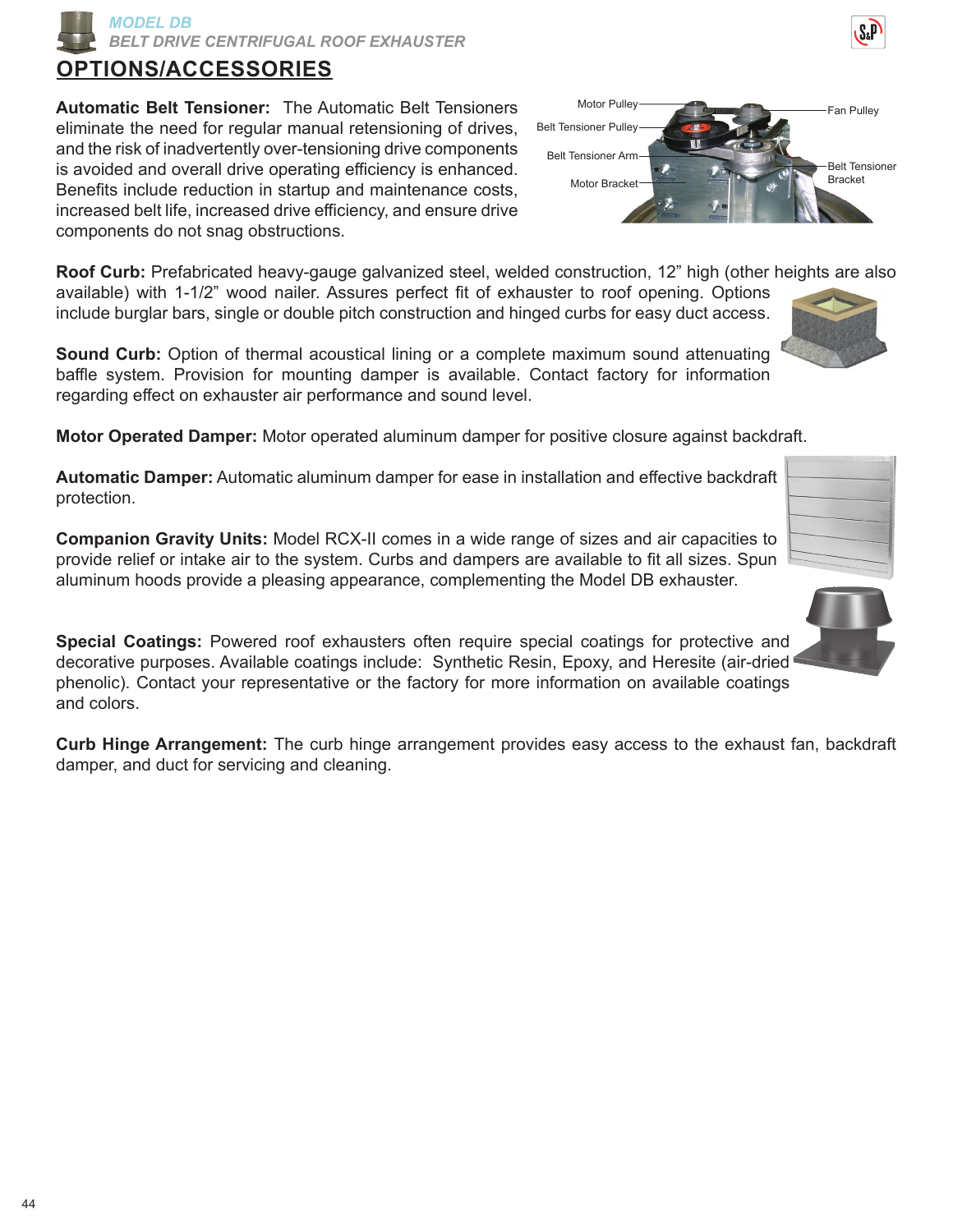## OPTIONS/ACCESSORIES

**Automatic Belt Tensioner:** The Automatic Belt Tensioners eliminate the need for regular manual retensioning of drives, and the risk of inadvertently over-tensioning drive components is avoided and overall drive operating efficiency is enhanced. Benefits include reduction in startup and maintenance costs, increased belt life, increased drive efficiency, and ensure drive components do not snag obstructions.

**Roof Curb:** Prefabricated heavy-gauge galvanized steel, welded construction, 12" high (other heights are also available) with 1-1/2" wood nailer. Assures perfect fit of exhauster to roof opening. Options include burglar bars, single or double pitch construction and hinged curbs for easy duct access.

**Sound Curb:** Option of thermal acoustical lining or a complete maximum sound attenuating baffle system. Provision for mounting damper is available. Contact factory for information regarding effect on exhauster air performance and sound level.

**Motor Operated Damper:** Motor operated aluminum damper for positive closure against backdraft.

**Automatic Damper:** Automatic aluminum damper for ease in installation and effective backdraft protection.

**Companion Gravity Units:** Model RCX-II comes in a wide range of sizes and air capacities to provide relief or intake air to the system. Curbs and dampers are available to fit all sizes. Spun aluminum hoods provide a pleasing appearance, complementing the Model DB exhauster.

**Special Coatings:** Powered roof exhausters often require special coatings for protective and decorative purposes. Available coatings include: Synthetic Resin, Epoxy, and Heresite (air-dried phenolic). Contact your representative or the factory for more information on available coatings and colors.

**Curb Hinge Arrangement:** The curb hinge arrangement provides easy access to the exhaust fan, backdraft damper, and duct for servicing and cleaning.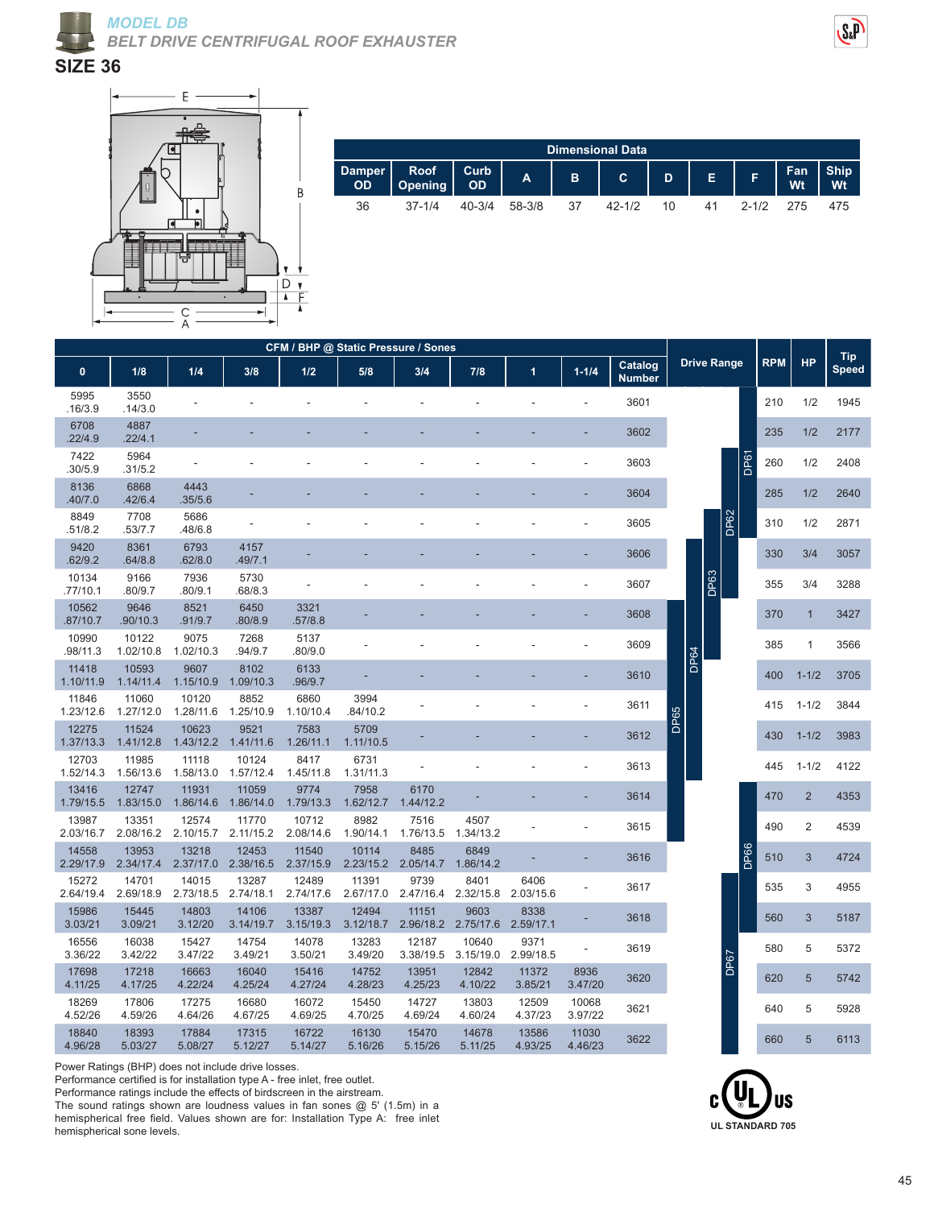# MODEL DB

## BELT DRIVE CENTRIFUGAL ROOF EXHAUSTER

## SIZE 36

| Dimensional Data | | | | | | | | | | |
|---|---|---|---|---|---|---|---|---|---|---|
| Damper OD | Roof Opening | Curb OD | A | B | C | D | E | F | Fan Wt | Ship Wt |
| 36 | 37-1/4 | 40-3/4 | 58-3/8 | 37 | 42-1/2 | 10 | 41 | 2-1/2 | 275 | 475 |

| CFM / BHP @ Static Pressure / Sones | | | | | | | | | | | | | | |
|---|---|---|---|---|---|---|---|---|---|---|---|---|---|---|
| 0 | 1/8 | 1/4 | 3/8 | 1/2 | 5/8 | 3/4 | 7/8 | 1 | 1-1/4 | Catalog Number | Drive Range | RPM | HP | Tip Speed |
| 5995 .16/3.9 | 3550 .14/3.0 | - | - | - | - | - | - | - | - | 3601 | DP61 | 210 | 1/2 | 1945 |
| 6708 .22/4.9 | 4887 .22/4.1 | - | - | - | - | - | - | - | - | 3602 | DP61 | 235 | 1/2 | 2177 |
| 7422 .30/5.9 | 5964 .31/5.2 | - | - | - | - | - | - | - | - | 3603 | DP61 | 260 | 1/2 | 2408 |
| 8136 .40/7.0 | 6868 .42/6.4 | 4443 .35/5.6 | - | - | - | - | - | - | - | 3604 | DP61, DP62 | 285 | 1/2 | 2640 |
| 8849 .51/8.2 | 7708 .53/7.7 | 5686 .48/6.8 | - | - | - | - | - | - | - | 3605 | DP61, DP62 | 310 | 1/2 | 2871 |
| 9420 .62/9.2 | 8361 .64/8.8 | 6793 .62/8.0 | 4157 .49/7.1 | - | - | - | - | - | - | 3606 | DP61, DP62, DP63 | 330 | 3/4 | 3057 |
| 10134 .77/10.1 | 9166 .80/9.7 | 7936 .80/9.1 | 5730 .68/8.3 | - | - | - | - | - | - | 3607 | DP61, DP62, DP63 | 355 | 3/4 | 3288 |
| 10562 .87/10.7 | 9646 .90/10.3 | 8521 .91/9.7 | 6450 .80/8.9 | 3321 .57/8.8 | - | - | - | - | - | 3608 | DP62, DP63, DP64 | 370 | 1 | 3427 |
| 10990 .98/11.3 | 10122 1.02/10.8 | 9075 1.02/10.3 | 7268 .94/9.7 | 5137 .80/9.0 | - | - | - | - | - | 3609 | DP63, DP64 | 385 | 1 | 3566 |
| 11418 1.10/11.9 | 10593 1.14/11.4 | 9607 1.15/10.9 | 8102 1.09/10.3 | 6133 .96/9.7 | - | - | - | - | - | 3610 | DP63, DP64, DP65 | 400 | 1-1/2 | 3705 |
| 11846 1.23/12.6 | 11060 1.27/12.0 | 10120 1.28/11.6 | 8852 1.25/10.9 | 6860 1.10/10.4 | 3994 .84/10.2 | - | - | - | - | 3611 | DP64, DP65 | 415 | 1-1/2 | 3844 |
| 12275 1.37/13.3 | 11524 1.41/12.8 | 10623 1.43/12.2 | 9521 1.41/11.6 | 7583 1.26/11.1 | 5709 1.11/10.5 | - | - | - | - | 3612 | DP64, DP65 | 430 | 1-1/2 | 3983 |
| 12703 1.52/14.3 | 11985 1.56/13.6 | 11118 1.58/13.0 | 10124 1.57/12.4 | 8417 1.45/11.8 | 6731 1.31/11.3 | - | - | - | - | 3613 | DP64, DP65 | 445 | 1-1/2 | 4122 |
| 13416 1.79/15.5 | 12747 1.83/15.0 | 11931 1.86/14.6 | 11059 1.86/14.0 | 9774 1.79/13.3 | 7958 1.62/12.7 | 6170 1.44/12.2 | - | - | - | 3614 | DP65, DP66 | 470 | 2 | 4353 |
| 13987 2.03/16.7 | 13351 2.08/16.2 | 12574 2.10/15.7 | 11770 2.11/15.2 | 10712 2.08/14.6 | 8982 1.90/14.1 | 7516 1.76/13.5 | 4507 1.34/13.2 | - | - | 3615 | DP65, DP66 | 490 | 2 | 4539 |
| 14558 2.29/17.9 | 13953 2.34/17.4 | 13218 2.37/17.0 | 12453 2.38/16.5 | 11540 2.37/15.9 | 10114 2.23/15.2 | 8485 2.05/14.7 | 6849 1.86/14.2 | - | - | 3616 | DP66 | 510 | 3 | 4724 |
| 15272 2.64/19.4 | 14701 2.69/18.9 | 14015 2.73/18.5 | 13287 2.74/18.1 | 12489 2.74/17.6 | 11391 2.67/17.0 | 9739 2.47/16.4 | 8401 2.32/15.8 | 6406 2.03/15.6 | - | 3617 | DP66, DP67 | 535 | 3 | 4955 |
| 15986 3.03/21 | 15445 3.09/21 | 14803 3.12/20 | 14106 3.14/19.7 | 13387 3.15/19.3 | 12494 3.12/18.7 | 11151 2.96/18.2 | 9603 2.75/17.6 | 8338 2.59/17.1 | - | 3618 | DP66, DP67 | 560 | 3 | 5187 |
| 16556 3.36/22 | 16038 3.42/22 | 15427 3.47/22 | 14754 3.49/21 | 14078 3.50/21 | 13283 3.49/20 | 12187 3.38/19.5 | 10640 3.15/19.0 | 9371 2.99/18.5 | - | 3619 | DP67 | 580 | 5 | 5372 |
| 17698 4.11/25 | 17218 4.17/25 | 16663 4.22/24 | 16040 4.25/24 | 15416 4.27/24 | 14752 4.28/23 | 13951 4.25/23 | 12842 4.10/22 | 11372 3.85/21 | 8936 3.47/20 | 3620 | DP67 | 620 | 5 | 5742 |
| 18269 4.52/26 | 17806 4.59/26 | 17275 4.64/26 | 16680 4.67/25 | 16072 4.69/25 | 15450 4.70/25 | 14727 4.69/24 | 13803 4.60/24 | 12509 4.37/23 | 10068 3.97/22 | 3621 | DP67 | 640 | 5 | 5928 |
| 18840 4.96/28 | 18393 5.03/27 | 17884 5.08/27 | 17315 5.12/27 | 16722 5.14/27 | 16130 5.16/26 | 15470 5.15/26 | 14678 5.11/25 | 13586 4.93/25 | 11030 4.46/23 | 3622 | DP67 | 660 | 5 | 6113 |

Power Ratings (BHP) does not include drive losses.
Performance certified is for installation type A - free inlet, free outlet.
Performance ratings include the effects of birdscreen in the airstream.
The sound ratings shown are loudness values in fan sones @ 5' (1.5m) in a hemispherical free field. Values shown are for: Installation Type A: free inlet hemispherical sone levels.

UL STANDARD 705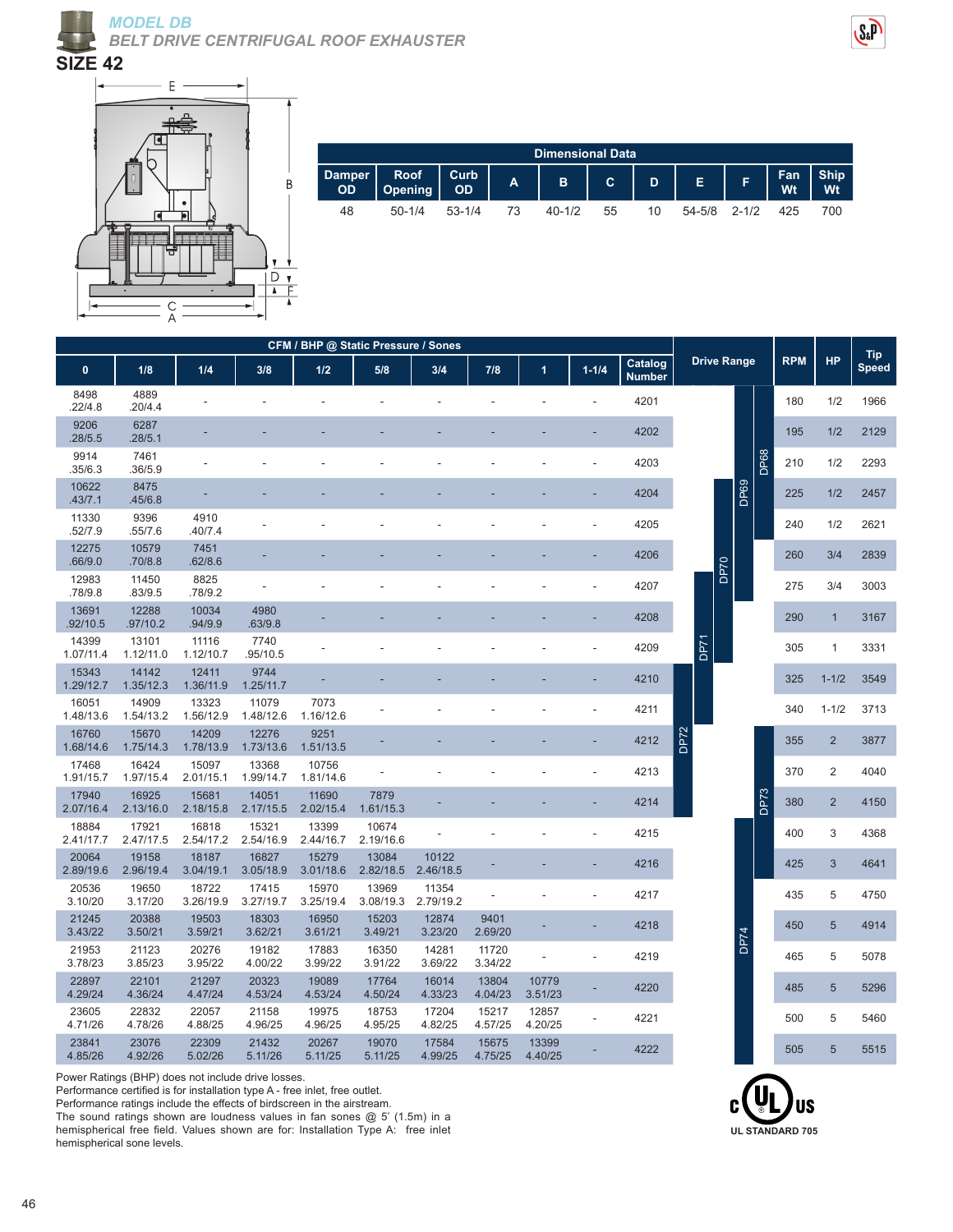# MODEL DB

## BELT DRIVE CENTRIFUGAL ROOF EXHAUSTER

## SIZE 42

| Dimensional Data | | | | | | | | | | |
|---|---|---|---|---|---|---|---|---|---|---|
| Damper OD | Roof Opening | Curb OD | A | B | C | D | E | F | Fan Wt | Ship Wt |
| 48 | 50-1/4 | 53-1/4 | 73 | 40-1/2 | 55 | 10 | 54-5/8 | 2-1/2 | 425 | 700 |

| CFM / BHP @ Static Pressure / Sones | | | | | | | | | | | | | | |
|---|---|---|---|---|---|---|---|---|---|---|---|---|---|---|
| 0 | 1/8 | 1/4 | 3/8 | 1/2 | 5/8 | 3/4 | 7/8 | 1 | 1-1/4 | Catalog Number | Drive Range | RPM | HP | Tip Speed |
| 8498 .22/4.8 | 4889 .20/4.4 | - | - | - | - | - | - | - | - | 4201 | DP68 | 180 | 1/2 | 1966 |
| 9206 .28/5.5 | 6287 .28/5.1 | - | - | - | - | - | - | - | - | 4202 | DP68 | 195 | 1/2 | 2129 |
| 9914 .35/6.3 | 7461 .36/5.9 | - | - | - | - | - | - | - | - | 4203 | DP68 | 210 | 1/2 | 2293 |
| 10622 .43/7.1 | 8475 .45/6.8 | - | - | - | - | - | - | - | - | 4204 | DP68, DP69 | 225 | 1/2 | 2457 |
| 11330 .52/7.9 | 9396 .55/7.6 | 4910 .40/7.4 | - | - | - | - | - | - | - | 4205 | DP68, DP69 | 240 | 1/2 | 2621 |
| 12275 .66/9.0 | 10579 .70/8.8 | 7451 .62/8.6 | - | - | - | - | - | - | - | 4206 | DP69, DP70 | 260 | 3/4 | 2839 |
| 12983 .78/9.8 | 11450 .83/9.5 | 8825 .78/9.2 | - | - | - | - | - | - | - | 4207 | DP69, DP70, DP71 | 275 | 3/4 | 3003 |
| 13691 .92/10.5 | 12288 .97/10.2 | 10034 .94/9.9 | 4980 .63/9.8 | - | - | - | - | - | - | 4208 | DP70, DP71 | 290 | 1 | 3167 |
| 14399 1.07/11.4 | 13101 1.12/11.0 | 11116 1.12/10.7 | 7740 .95/10.5 | - | - | - | - | - | - | 4209 | DP71 | 305 | 1 | 3331 |
| 15343 1.29/12.7 | 14142 1.35/12.3 | 12411 1.36/11.9 | 9744 1.25/11.7 | - | - | - | - | - | - | 4210 | DP71, DP72 | 325 | 1-1/2 | 3549 |
| 16051 1.48/13.6 | 14909 1.54/13.2 | 13323 1.56/12.9 | 11079 1.48/12.6 | 7073 1.16/12.6 | - | - | - | - | - | 4211 | DP71, DP72 | 340 | 1-1/2 | 3713 |
| 16760 1.68/14.6 | 15670 1.75/14.3 | 14209 1.78/13.9 | 12276 1.73/13.6 | 9251 1.51/13.5 | - | - | - | - | - | 4212 | DP72, DP73 | 355 | 2 | 3877 |
| 17468 1.91/15.7 | 16424 1.97/15.4 | 15097 2.01/15.1 | 13368 1.99/14.7 | 10756 1.81/14.6 | - | - | - | - | - | 4213 | DP72, DP73 | 370 | 2 | 4040 |
| 17940 2.07/16.4 | 16925 2.13/16.0 | 15681 2.18/15.8 | 14051 2.17/15.5 | 11690 2.02/15.4 | 7879 1.61/15.3 | - | - | - | - | 4214 | DP72, DP73 | 380 | 2 | 4150 |
| 18884 2.41/17.7 | 17921 2.47/17.5 | 16818 2.54/17.2 | 15321 2.54/16.9 | 13399 2.44/16.7 | 10674 2.19/16.6 | - | - | - | - | 4215 | DP73, DP74 | 400 | 3 | 4368 |
| 20064 2.89/19.6 | 19158 2.96/19.4 | 18187 3.04/19.1 | 16827 3.05/18.9 | 15279 3.01/18.6 | 13084 2.82/18.5 | 10122 2.46/18.5 | - | - | - | 4216 | DP73, DP74 | 425 | 3 | 4641 |
| 20536 3.10/20 | 19650 3.17/20 | 18722 3.26/19.9 | 17415 3.27/19.7 | 15970 3.25/19.4 | 13969 3.08/19.3 | 11354 2.79/19.2 | - | - | - | 4217 | DP74 | 435 | 5 | 4750 |
| 21245 3.43/22 | 20388 3.50/21 | 19503 3.59/21 | 18303 3.62/21 | 16950 3.61/21 | 15203 3.49/21 | 12874 3.23/20 | 9401 2.69/20 | - | - | 4218 | DP74 | 450 | 5 | 4914 |
| 21953 3.78/23 | 21123 3.85/23 | 20276 3.95/22 | 19182 4.00/22 | 17883 3.99/22 | 16350 3.91/22 | 14281 3.69/22 | 11720 3.34/22 | - | - | 4219 | DP74 | 465 | 5 | 5078 |
| 22897 4.29/24 | 22101 4.36/24 | 21297 4.47/24 | 20323 4.53/24 | 19089 4.53/24 | 17764 4.50/24 | 16014 4.33/23 | 13804 4.04/23 | 10779 3.51/23 | - | 4220 | DP74 | 485 | 5 | 5296 |
| 23605 4.71/26 | 22832 4.78/26 | 22057 4.88/25 | 21158 4.96/25 | 19975 4.96/25 | 18753 4.95/25 | 17204 4.82/25 | 15217 4.57/25 | 12857 4.20/25 | - | 4221 | DP74 | 500 | 5 | 5460 |
| 23841 4.85/26 | 23076 4.92/26 | 22309 5.02/26 | 21432 5.11/26 | 20267 5.11/25 | 19070 5.11/25 | 17584 4.99/25 | 15675 4.75/25 | 13399 4.40/25 | - | 4222 | DP74 | 505 | 5 | 5515 |

Power Ratings (BHP) does not include drive losses.
Performance certified is for installation type A - free inlet, free outlet.
Performance ratings include the effects of birdscreen in the airstream.
The sound ratings shown are loudness values in fan sones @ 5' (1.5m) in a hemispherical free field. Values shown are for: Installation Type A: free inlet hemispherical sone levels.

UL STANDARD 705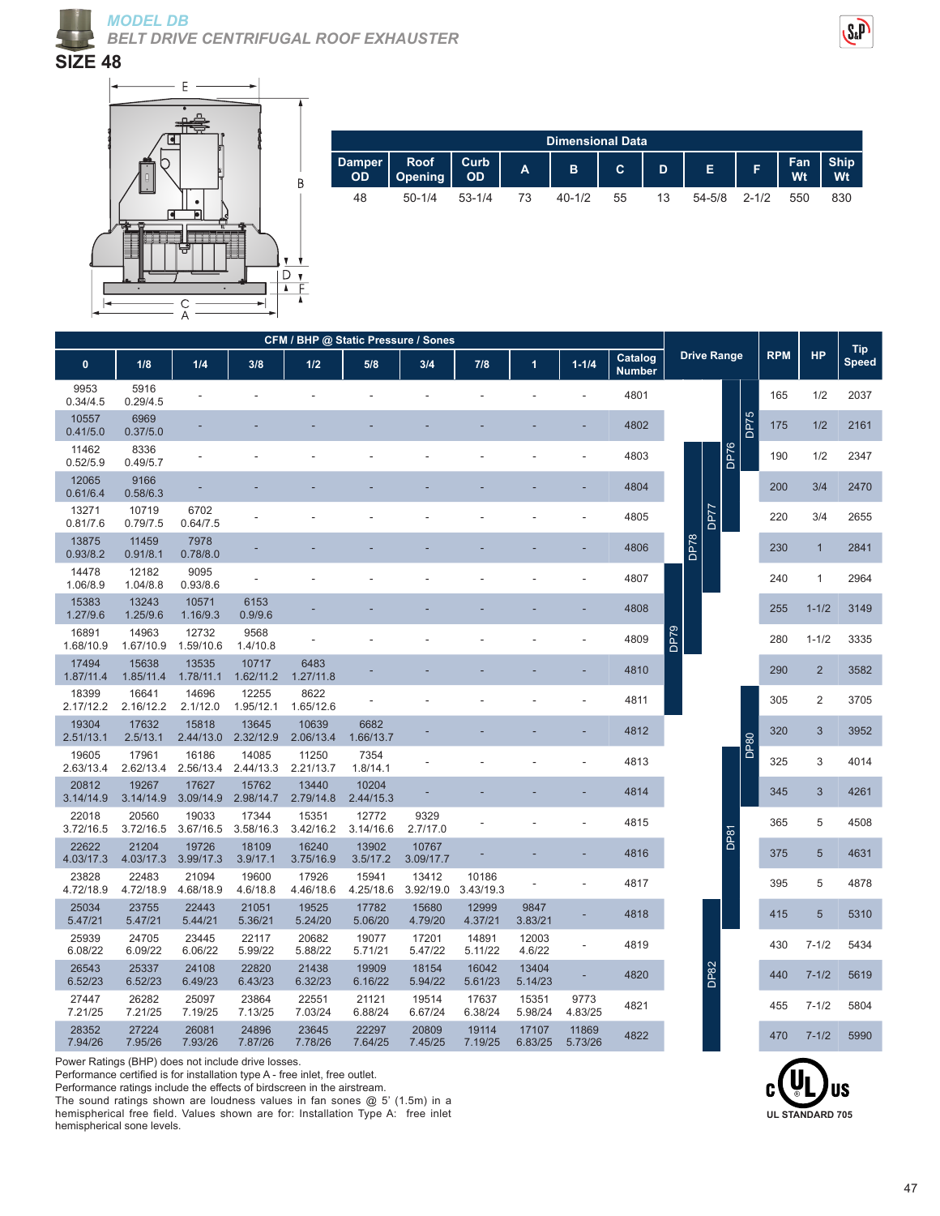# MODEL DB

## BELT DRIVE CENTRIFUGAL ROOF EXHAUSTER

## SIZE 48

| Dimensional Data | | | | | | | | | | | |
|---|---|---|---|---|---|---|---|---|---|---|---|
| Damper OD | Roof Opening | Curb OD | A | B | C | D | E | F | Fan Wt | Ship Wt |
| 48 | 50-1/4 | 53-1/4 | 73 | 40-1/2 | 55 | 13 | 54-5/8 | 2-1/2 | 550 | 830 |

| CFM / BHP @ Static Pressure / Sones | | | | | | | | | | Catalog Number | Drive Range | RPM | HP | Tip Speed |
|---|---|---|---|---|---|---|---|---|---|---|---|---|---|---|
| 0 | 1/8 | 1/4 | 3/8 | 1/2 | 5/8 | 3/4 | 7/8 | 1 | 1-1/4 | | | | | |
| 9953 0.34/4.5 | 5916 0.29/4.5 | - | - | - | - | - | - | - | - | 4801 | DP75 | 165 | 1/2 | 2037 |
| 10557 0.41/5.0 | 6969 0.37/5.0 | - | - | - | - | - | - | - | - | 4802 | DP75 | 175 | 1/2 | 2161 |
| 11462 0.52/5.9 | 8336 0.49/5.7 | - | - | - | - | - | - | - | - | 4803 | DP75, DP76, DP78 | 190 | 1/2 | 2347 |
| 12065 0.61/6.4 | 9166 0.58/6.3 | - | - | - | - | - | - | - | - | 4804 | DP75, DP76, DP77, DP78 | 200 | 3/4 | 2470 |
| 13271 0.81/7.6 | 10719 0.79/7.5 | 6702 0.64/7.5 | - | - | - | - | - | - | - | 4805 | DP75, DP76, DP77, DP78 | 220 | 3/4 | 2655 |
| 13875 0.93/8.2 | 11459 0.91/8.1 | 7978 0.78/8.0 | - | - | - | - | - | - | - | 4806 | DP77, DP78 | 230 | 1 | 2841 |
| 14478 1.06/8.9 | 12182 1.04/8.8 | 9095 0.93/8.6 | - | - | - | - | - | - | - | 4807 | DP77, DP78, DP79 | 240 | 1 | 2964 |
| 15383 1.27/9.6 | 13243 1.25/9.6 | 10571 1.16/9.3 | 6153 0.9/9.6 | - | - | - | - | - | - | 4808 | DP78, DP79 | 255 | 1-1/2 | 3149 |
| 16891 1.68/10.9 | 14963 1.67/10.9 | 12732 1.59/10.6 | 9568 1.4/10.8 | - | - | - | - | - | - | 4809 | DP78, DP79 | 280 | 1-1/2 | 3335 |
| 17494 1.87/11.4 | 15638 1.85/11.4 | 13535 1.78/11.1 | 10717 1.62/11.2 | 6483 1.27/11.8 | - | - | - | - | - | 4810 | DP79 | 290 | 2 | 3582 |
| 18399 2.17/12.2 | 16641 2.16/12.2 | 14696 2.1/12.0 | 12255 1.95/12.1 | 8622 1.65/12.6 | - | - | - | - | - | 4811 | DP79, DP80 | 305 | 2 | 3705 |
| 19304 2.51/13.1 | 17632 2.5/13.1 | 15818 2.44/13.0 | 13645 2.32/12.9 | 10639 2.06/13.4 | 6682 1.66/13.7 | - | - | - | - | 4812 | DP80 | 320 | 3 | 3952 |
| 19605 2.63/13.4 | 17961 2.62/13.4 | 16186 2.56/13.4 | 14085 2.44/13.3 | 11250 2.21/13.7 | 7354 1.8/14.1 | - | - | - | - | 4813 | DP80, DP81 | 325 | 3 | 4014 |
| 20812 3.14/14.9 | 19267 3.14/14.9 | 17627 3.09/14.9 | 15762 2.98/14.7 | 13440 2.79/14.8 | 10204 2.44/15.3 | - | - | - | - | 4814 | DP80, DP81 | 345 | 3 | 4261 |
| 22018 3.72/16.5 | 20560 3.72/16.5 | 19033 3.67/16.5 | 17344 3.58/16.3 | 15351 3.42/16.2 | 12772 3.14/16.6 | 9329 2.7/17.0 | - | - | - | 4815 | DP81 | 365 | 5 | 4508 |
| 22622 4.03/17.3 | 21204 4.03/17.3 | 19726 3.99/17.3 | 18109 3.9/17.1 | 16240 3.75/16.9 | 13902 3.5/17.2 | 10767 3.09/17.7 | - | - | - | 4816 | DP81 | 375 | 5 | 4631 |
| 23828 4.72/18.9 | 22483 4.72/18.9 | 21094 4.68/18.8 | 19600 4.6/18.8 | 17926 4.46/18.6 | 15941 4.25/18.6 | 13412 3.92/19.0 | 10186 3.43/19.3 | - | - | 4817 | DP81 | 395 | 5 | 4878 |
| 25034 5.47/21 | 23755 5.47/21 | 22443 5.44/21 | 21051 5.36/21 | 19525 5.24/20 | 17782 5.06/20 | 15680 4.79/20 | 12999 4.37/21 | 9847 3.83/21 | - | 4818 | DP81, DP82 | 415 | 5 | 5310 |
| 25939 6.08/22 | 24705 6.09/22 | 23445 6.06/22 | 22117 5.99/22 | 20682 5.88/22 | 19077 5.71/22 | 17201 5.47/22 | 14891 5.11/22 | 12003 4.6/22 | - | 4819 | DP82 | 430 | 7-1/2 | 5434 |
| 26543 6.52/23 | 25337 6.52/23 | 24108 6.49/23 | 22820 6.43/23 | 21438 6.32/23 | 19909 6.16/22 | 18154 5.94/22 | 16042 5.61/23 | 13404 5.14/23 | - | 4820 | DP82 | 440 | 7-1/2 | 5619 |
| 27447 7.21/25 | 26282 7.21/25 | 25097 7.19/25 | 23864 7.13/25 | 22551 7.03/24 | 21121 6.88/24 | 19514 6.67/24 | 17637 6.38/24 | 15351 5.98/24 | 9773 4.83/25 | 4821 | DP82 | 455 | 7-1/2 | 5804 |
| 28352 7.94/26 | 27224 7.95/26 | 26081 7.93/26 | 24896 7.87/26 | 23645 7.78/26 | 22297 7.64/25 | 20809 7.45/25 | 19114 7.19/25 | 17107 6.83/25 | 11869 5.73/26 | 4822 | DP82 | 470 | 7-1/2 | 5990 |

Power Ratings (BHP) does not include drive losses.
Performance certified is for installation type A - free inlet, free outlet.
Performance ratings include the effects of birdscreen in the airstream.
The sound ratings shown are loudness values in fan sones @ 5' (1.5m) in a hemispherical free field. Values shown are for: Installation Type A: free inlet hemispherical sone levels.

UL STANDARD 705